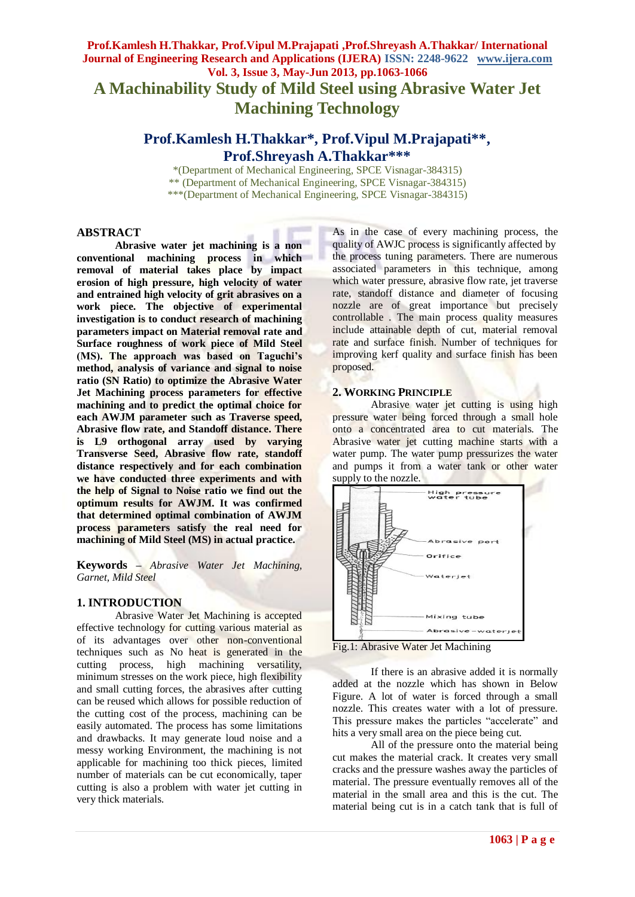# A Machinability Study of Mild Steel using Abrasive Water Jet Machining Technology

## Prof.Kamlesh H.Thakkar*, Prof.Vipul M.Prajapati**, Prof.Shreyash A.Thakkar***

*(Department of Mechanical Engineering, SPCE Visnagar-384315)
** (Department of Mechanical Engineering, SPCE Visnagar-384315)
***(Department of Mechanical Engineering, SPCE Visnagar-384315)

## ABSTRACT

**Abrasive water jet machining is a non conventional machining process in which removal of material takes place by impact erosion of high pressure, high velocity of water and entrained high velocity of grit abrasives on a work piece. The objective of experimental investigation is to conduct research of machining parameters impact on Material removal rate and Surface roughness of work piece of Mild Steel (MS). The approach was based on Taguchi's method, analysis of variance and signal to noise ratio (SN Ratio) to optimize the Abrasive Water Jet Machining process parameters for effective machining and to predict the optimal choice for each AWJM parameter such as Traverse speed, Abrasive flow rate, and Standoff distance. There is L9 orthogonal array used by varying Transverse Seed, Abrasive flow rate, standoff distance respectively and for each combination we have conducted three experiments and with the help of Signal to Noise ratio we find out the optimum results for AWJM. It was confirmed that determined optimal combination of AWJM process parameters satisfy the real need for machining of Mild Steel (MS) in actual practice.**

**Keywords** – *Abrasive Water Jet Machining, Garnet, Mild Steel*

## 1. INTRODUCTION

Abrasive Water Jet Machining is accepted effective technology for cutting various material as of its advantages over other non-conventional techniques such as No heat is generated in the cutting process, high machining versatility, minimum stresses on the work piece, high flexibility and small cutting forces, the abrasives after cutting can be reused which allows for possible reduction of the cutting cost of the process, machining can be easily automated. The process has some limitations and drawbacks. It may generate loud noise and a messy working Environment, the machining is not applicable for machining too thick pieces, limited number of materials can be cut economically, taper cutting is also a problem with water jet cutting in very thick materials.

As in the case of every machining process, the quality of AWJC process is significantly affected by the process tuning parameters. There are numerous associated parameters in this technique, among which water pressure, abrasive flow rate, jet traverse rate, standoff distance and diameter of focusing nozzle are of great importance but precisely controllable . The main process quality measures include attainable depth of cut, material removal rate and surface finish. Number of techniques for improving kerf quality and surface finish has been proposed.

## 2. WORKING PRINCIPLE

Abrasive water jet cutting is using high pressure water being forced through a small hole onto a concentrated area to cut materials. The Abrasive water jet cutting machine starts with a water pump. The water pump pressurizes the water and pumps it from a water tank or other water supply to the nozzle.

Fig.1: Abrasive Water Jet Machining

If there is an abrasive added it is normally added at the nozzle which has shown in Below Figure. A lot of water is forced through a small nozzle. This creates water with a lot of pressure. This pressure makes the particles "accelerate" and hits a very small area on the piece being cut.

All of the pressure onto the material being cut makes the material crack. It creates very small cracks and the pressure washes away the particles of material. The pressure eventually removes all of the material in the small area and this is the cut. The material being cut is in a catch tank that is full of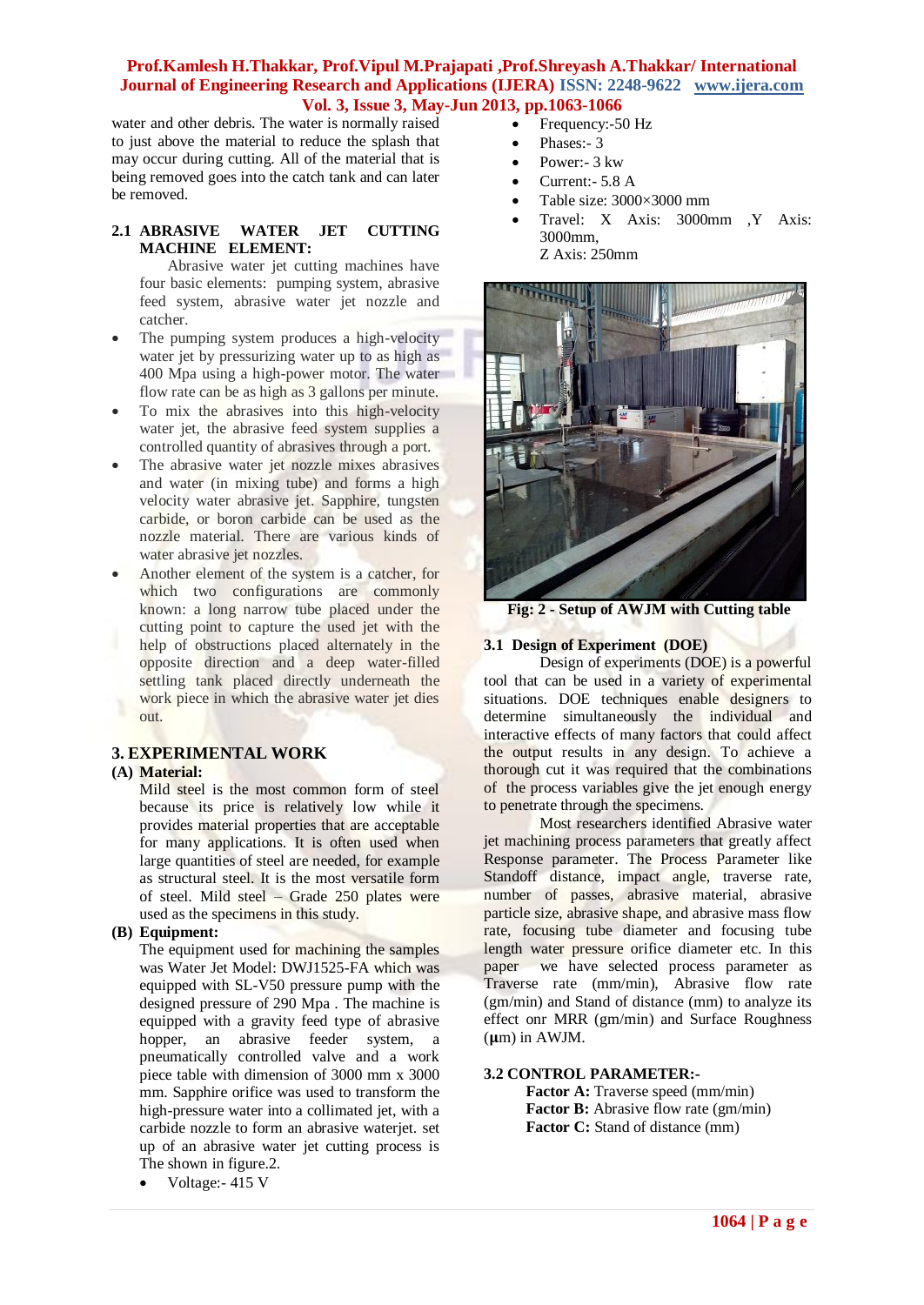water and other debris. The water is normally raised to just above the material to reduce the splash that may occur during cutting. All of the material that is being removed goes into the catch tank and can later be removed.

### 2.1 ABRASIVE WATER JET CUTTING MACHINE ELEMENT:

Abrasive water jet cutting machines have four basic elements: pumping system, abrasive feed system, abrasive water jet nozzle and catcher.

- The pumping system produces a high-velocity water jet by pressurizing water up to as high as 400 Mpa using a high-power motor. The water flow rate can be as high as 3 gallons per minute.
- To mix the abrasives into this high-velocity water jet, the abrasive feed system supplies a controlled quantity of abrasives through a port.
- The abrasive water jet nozzle mixes abrasives and water (in mixing tube) and forms a high velocity water abrasive jet. Sapphire, tungsten carbide, or boron carbide can be used as the nozzle material. There are various kinds of water abrasive jet nozzles.
- Another element of the system is a catcher, for which two configurations are commonly known: a long narrow tube placed under the cutting point to capture the used jet with the help of obstructions placed alternately in the opposite direction and a deep water-filled settling tank placed directly underneath the work piece in which the abrasive water jet dies out.

## 3. EXPERIMENTAL WORK

**(A) Material:**

Mild steel is the most common form of steel because its price is relatively low while it provides material properties that are acceptable for many applications. It is often used when large quantities of steel are needed, for example as structural steel. It is the most versatile form of steel. Mild steel – Grade 250 plates were used as the specimens in this study.

**(B) Equipment:**

The equipment used for machining the samples was Water Jet Model: DWJ1525-FA which was equipped with SL-V50 pressure pump with the designed pressure of 290 Mpa . The machine is equipped with a gravity feed type of abrasive hopper, an abrasive feeder system, a pneumatically controlled valve and a work piece table with dimension of 3000 mm x 3000 mm. Sapphire orifice was used to transform the high-pressure water into a collimated jet, with a carbide nozzle to form an abrasive waterjet. set up of an abrasive water jet cutting process is The shown in figure.2.

- Voltage:- 415 V
- Frequency:-50 Hz
- Phases:- 3
- Power:- 3 kw
- Current:- 5.8 A
- Table size: 3000×3000 mm
- Travel: X Axis: 3000mm ,Y Axis: 3000mm,
  Z Axis: 250mm

**Fig: 2 - Setup of AWJM with Cutting table**

### 3.1 Design of Experiment (DOE)

Design of experiments (DOE) is a powerful tool that can be used in a variety of experimental situations. DOE techniques enable designers to determine simultaneously the individual and interactive effects of many factors that could affect the output results in any design. To achieve a thorough cut it was required that the combinations of the process variables give the jet enough energy to penetrate through the specimens.

Most researchers identified Abrasive water jet machining process parameters that greatly affect Response parameter. The Process Parameter like Standoff distance, impact angle, traverse rate, number of passes, abrasive material, abrasive particle size, abrasive shape, and abrasive mass flow rate, focusing tube diameter and focusing tube length water pressure orifice diameter etc. In this paper we have selected process parameter as Traverse rate (mm/min), Abrasive flow rate (gm/min) and Stand of distance (mm) to analyze its effect onr MRR (gm/min) and Surface Roughness (**μ**m) in AWJM.

### 3.2 CONTROL PARAMETER:-

**Factor A:** Traverse speed (mm/min)
**Factor B:** Abrasive flow rate (gm/min)
**Factor C:** Stand of distance (mm)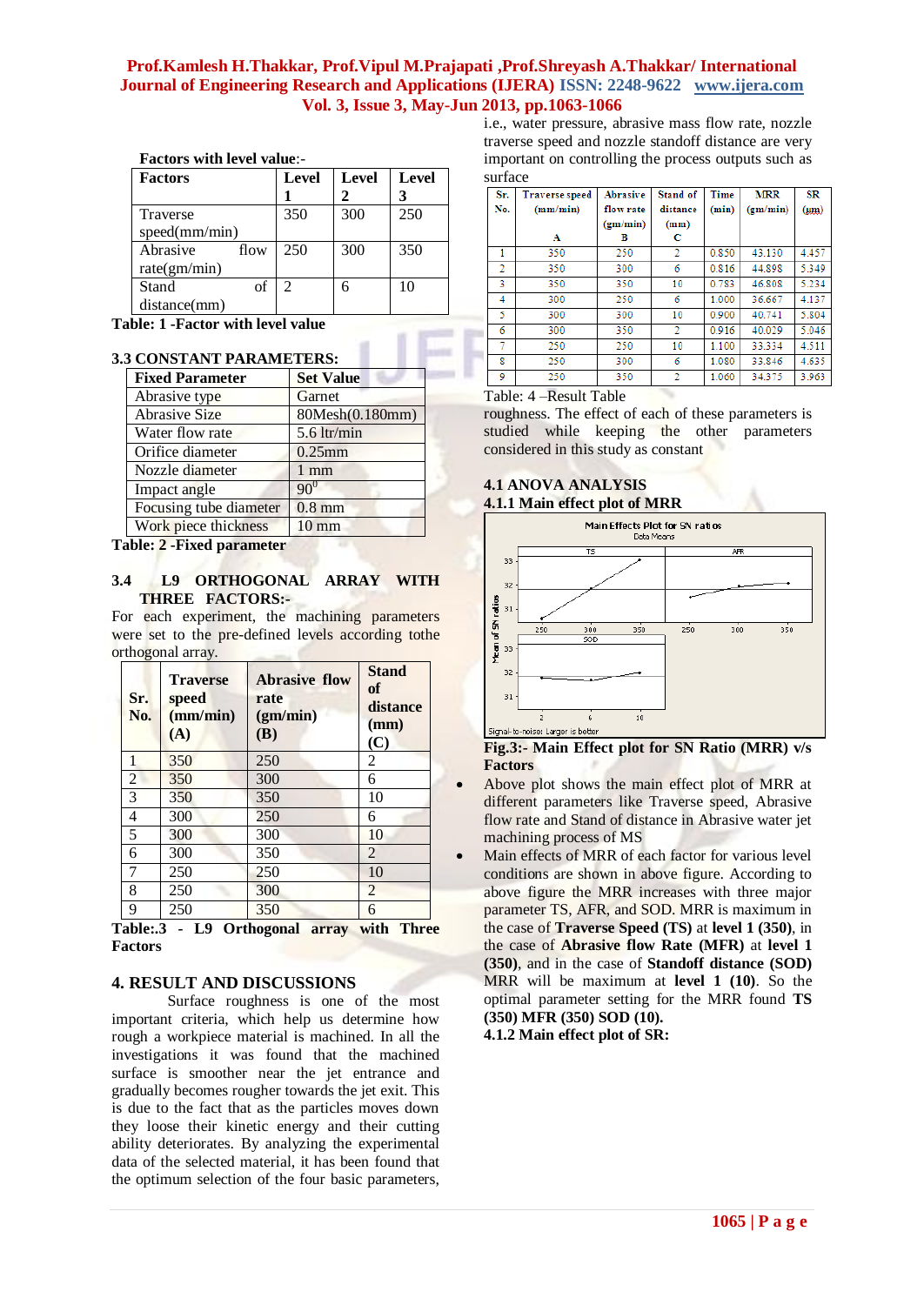**Factors with level value**:-

| Factors | Level 1 | Level 2 | Level 3 |
|---|---|---|---|
| Traverse speed(mm/min) | 350 | 300 | 250 |
| Abrasive flow rate(gm/min) | 250 | 300 | 350 |
| Stand of distance(mm) | 2 | 6 | 10 |

**Table: 1 -Factor with level value**

### 3.3 CONSTANT PARAMETERS:

| Fixed Parameter | Set Value |
|---|---|
| Abrasive type | Garnet |
| Abrasive Size | 80Mesh(0.180mm) |
| Water flow rate | 5.6 ltr/min |
| Orifice diameter | 0.25mm |
| Nozzle diameter | 1 mm |
| Impact angle | $90^0$ |
| Focusing tube diameter | 0.8 mm |
| Work piece thickness | 10 mm |

**Table: 2 -Fixed parameter**

### 3.4 L9 ORTHOGONAL ARRAY WITH THREE FACTORS:-

For each experiment, the machining parameters were set to the pre-defined levels according tothe orthogonal array.

| Sr. No. | Traverse speed (mm/min) (A) | Abrasive flow rate (gm/min) (B) | Stand of distance (mm) (C) |
|---|---|---|---|
| 1 | 350 | 250 | 2 |
| 2 | 350 | 300 | 6 |
| 3 | 350 | 350 | 10 |
| 4 | 300 | 250 | 6 |
| 5 | 300 | 300 | 10 |
| 6 | 300 | 350 | 2 |
| 7 | 250 | 250 | 10 |
| 8 | 250 | 300 | 2 |
| 9 | 250 | 350 | 6 |

**Table:.3 - L9 Orthogonal array with Three Factors**

## 4. RESULT AND DISCUSSIONS

Surface roughness is one of the most important criteria, which help us determine how rough a workpiece material is machined. In all the investigations it was found that the machined surface is smoother near the jet entrance and gradually becomes rougher towards the jet exit. This is due to the fact that as the particles moves down they loose their kinetic energy and their cutting ability deteriorates. By analyzing the experimental data of the selected material, it has been found that the optimum selection of the four basic parameters, i.e., water pressure, abrasive mass flow rate, nozzle traverse speed and nozzle standoff distance are very important on controlling the process outputs such as surface roughness. The effect of each of these parameters is studied while keeping the other parameters considered in this study as constant

| Sr. No. | Traverse speed (mm/min) A | Abrasive flow rate (gm/min) B | Stand of distance (mm) C | Time (min) | MRR (gm/min) | SR (µm) |
|---|---|---|---|---|---|---|
| 1 | 350 | 250 | 2 | 0.850 | 43.130 | 4.457 |
| 2 | 350 | 300 | 6 | 0.816 | 44.898 | 5.349 |
| 3 | 350 | 350 | 10 | 0.783 | 46.808 | 5.234 |
| 4 | 300 | 250 | 6 | 1.000 | 36.667 | 4.137 |
| 5 | 300 | 300 | 10 | 0.900 | 40.741 | 5.804 |
| 6 | 300 | 350 | 2 | 0.916 | 40.029 | 5.046 |
| 7 | 250 | 250 | 10 | 1.100 | 33.334 | 4.511 |
| 8 | 250 | 300 | 6 | 1.080 | 33.846 | 4.635 |
| 9 | 250 | 350 | 2 | 1.060 | 34.375 | 3.963 |

Table: 4 –Result Table

### 4.1 ANOVA ANALYSIS

#### 4.1.1 Main effect plot of MRR

**Fig.3:- Main Effect plot for SN Ratio (MRR) v/s Factors**

- Above plot shows the main effect plot of MRR at different parameters like Traverse speed, Abrasive flow rate and Stand of distance in Abrasive water jet machining process of MS
- Main effects of MRR of each factor for various level conditions are shown in above figure. According to above figure the MRR increases with three major parameter TS, AFR, and SOD. MRR is maximum in the case of **Traverse Speed (TS)** at **level 1 (350)**, in the case of **Abrasive flow Rate (MFR)** at **level 1 (350)**, and in the case of **Standoff distance (SOD)** MRR will be maximum at **level 1 (10)**. So the optimal parameter setting for the MRR found **TS (350) MFR (350) SOD (10).**

#### 4.1.2 Main effect plot of SR: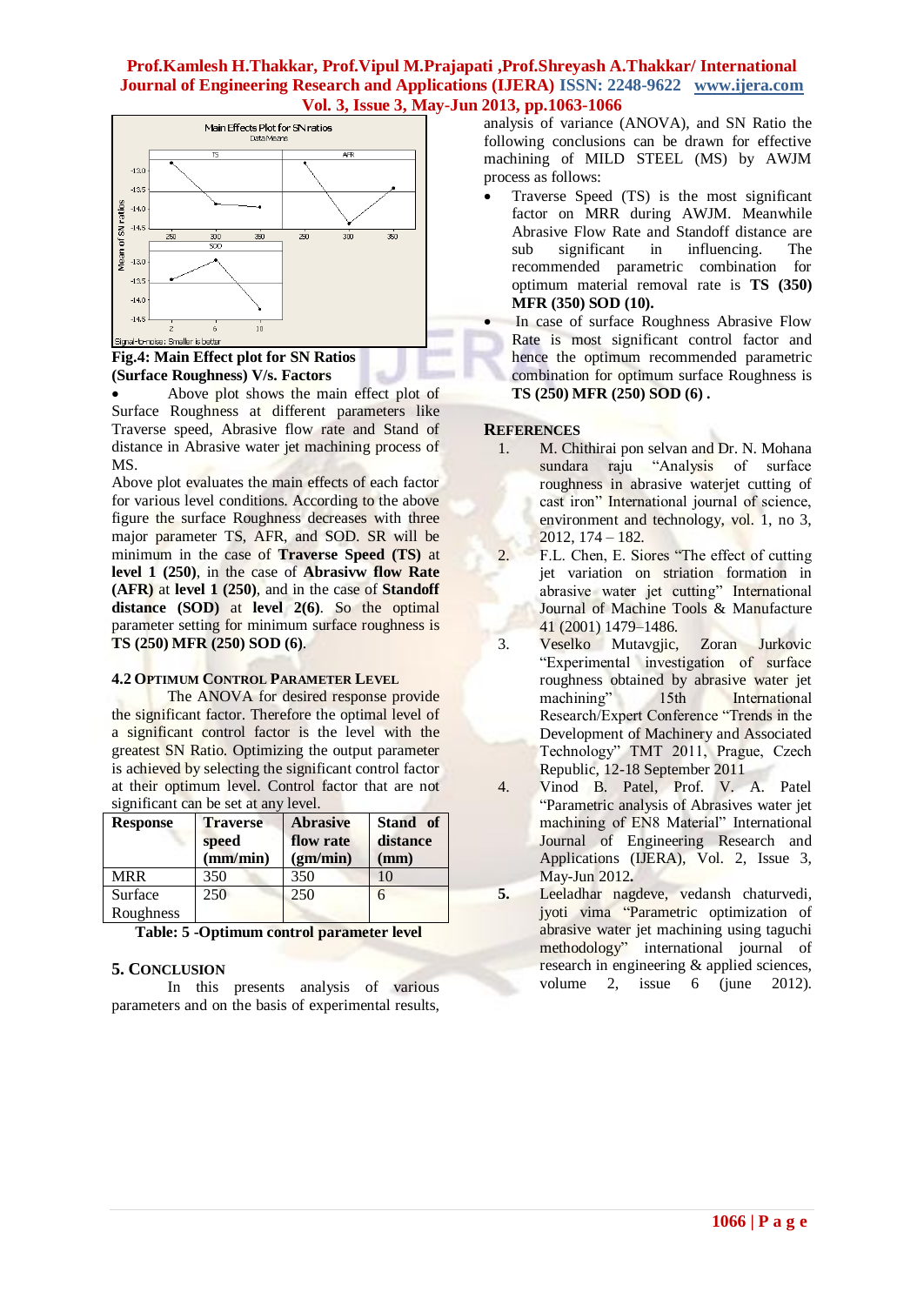Main Effects Plot for SN ratios

Data Means

TS

AFR

SOD

-13.0

-13.5

-14.0

-14.5

Mean of SN ratios

250 300 350

250 300 350

2 6 10

Signal-to-noise: Smaller is better

**Fig.4: Main Effect plot for SN Ratios (Surface Roughness) V/s. Factors**

- Above plot shows the main effect plot of Surface Roughness at different parameters like Traverse speed, Abrasive flow rate and Stand of distance in Abrasive water jet machining process of MS.

Above plot evaluates the main effects of each factor for various level conditions. According to the above figure the surface Roughness decreases with three major parameter TS, AFR, and SOD. SR will be minimum in the case of **Traverse Speed (TS)** at **level 1 (250)**, in the case of **Abrasivw flow Rate (AFR)** at **level 1 (250)**, and in the case of **Standoff distance (SOD)** at **level 2(6)**. So the optimal parameter setting for minimum surface roughness is **TS (250) MFR (250) SOD (6)**.

### 4.2 Optimum Control Parameter Level

The ANOVA for desired response provide the significant factor. Therefore the optimal level of a significant control factor is the level with the greatest SN Ratio. Optimizing the output parameter is achieved by selecting the significant control factor at their optimum level. Control factor that are not significant can be set at any level.

| Response | Traverse speed (mm/min) | Abrasive flow rate (gm/min) | Stand of distance (mm) |
|---|---|---|---|
| MRR | 350 | 350 | 10 |
| Surface Roughness | 250 | 250 | 6 |

**Table: 5 -Optimum control parameter level**

## 5. Conclusion

In this presents analysis of various parameters and on the basis of experimental results, analysis of variance (ANOVA), and SN Ratio the following conclusions can be drawn for effective machining of MILD STEEL (MS) by AWJM process as follows:

- Traverse Speed (TS) is the most significant factor on MRR during AWJM. Meanwhile Abrasive Flow Rate and Standoff distance are sub significant in influencing. The recommended parametric combination for optimum material removal rate is **TS (350) MFR (350) SOD (10).**
- In case of surface Roughness Abrasive Flow Rate is most significant control factor and hence the optimum recommended parametric combination for optimum surface Roughness is **TS (250) MFR (250) SOD (6) .**

## References

1. M. Chithirai pon selvan and Dr. N. Mohana sundara raju "Analysis of surface roughness in abrasive waterjet cutting of cast iron" International journal of science, environment and technology, vol. 1, no 3, 2012, 174 – 182.
2. F.L. Chen, E. Siores "The effect of cutting jet variation on striation formation in abrasive water jet cutting" International Journal of Machine Tools & Manufacture 41 (2001) 1479–1486.
3. Veselko Mutavgjic, Zoran Jurkovic "Experimental investigation of surface roughness obtained by abrasive water jet machining" 15th International Research/Expert Conference "Trends in the Development of Machinery and Associated Technology" TMT 2011, Prague, Czech Republic, 12-18 September 2011
4. Vinod B. Patel, Prof. V. A. Patel "Parametric analysis of Abrasives water jet machining of EN8 Material" International Journal of Engineering Research and Applications (IJERA), Vol. 2, Issue 3, May-Jun 2012**.**
5. Leeladhar nagdeve, vedansh chaturvedi, jyoti vima "Parametric optimization of abrasive water jet machining using taguchi methodology" international journal of research in engineering & applied sciences, volume 2, issue 6 (june 2012).